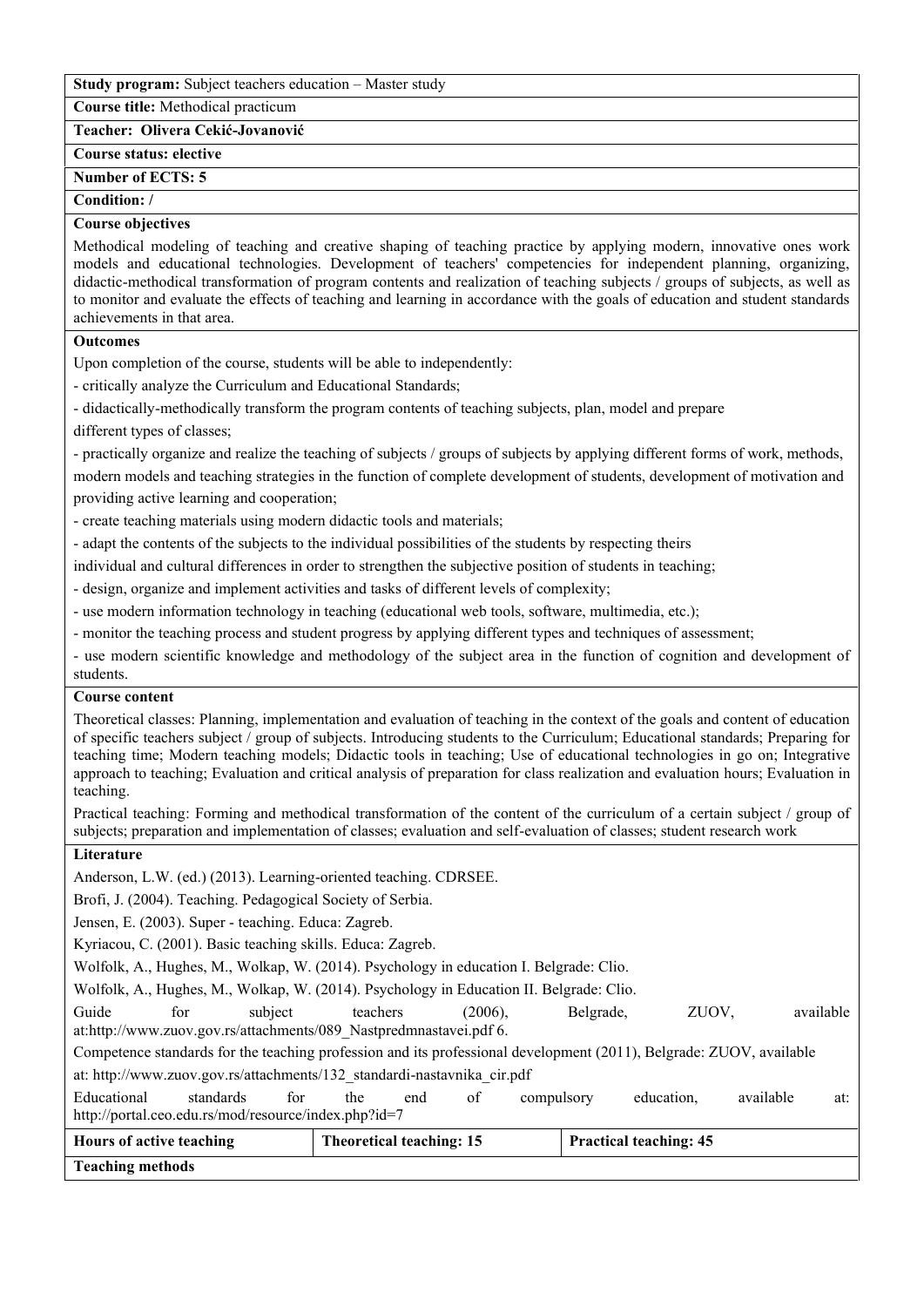**Study program:** Subject teachers education – Master study

**Course title:** Methodical practicum

**Teacher: Olivera Cekić-Jovanović**

**Course status: elective**

**Number of ECTS: 5**

**Condition: /**

**Course objectives**

Methodical modeling of teaching and creative shaping of teaching practice by applying modern, innovative ones work models and educational technologies. Development of teachers' competencies for independent planning, organizing, didactic-methodical transformation of program contents and realization of teaching subjects / groups of subjects, as well as to monitor and evaluate the effects of teaching and learning in accordance with the goals of education and student standards achievements in that area.

**Outcomes**

Upon completion of the course, students will be able to independently:

- critically analyze the Curriculum and Educational Standards;
- didactically-methodically transform the program contents of teaching subjects, plan, model and prepare different types of classes;
- practically organize and realize the teaching of subjects / groups of subjects by applying different forms of work, methods, modern models and teaching strategies in the function of complete development of students, development of motivation and providing active learning and cooperation;
- create teaching materials using modern didactic tools and materials;
- adapt the contents of the subjects to the individual possibilities of the students by respecting theirs individual and cultural differences in order to strengthen the subjective position of students in teaching;
- design, organize and implement activities and tasks of different levels of complexity;
- use modern information technology in teaching (educational web tools, software, multimedia, etc.);
- monitor the teaching process and student progress by applying different types and techniques of assessment;
- use modern scientific knowledge and methodology of the subject area in the function of cognition and development of students.

**Course content**

Theoretical classes: Planning, implementation and evaluation of teaching in the context of the goals and content of education of specific teachers subject / group of subjects. Introducing students to the Curriculum; Educational standards; Preparing for teaching time; Modern teaching models; Didactic tools in teaching; Use of educational technologies in go on; Integrative approach to teaching; Evaluation and critical analysis of preparation for class realization and evaluation hours; Evaluation in teaching.

Practical teaching: Forming and methodical transformation of the content of the curriculum of a certain subject / group of subjects; preparation and implementation of classes; evaluation and self-evaluation of classes; student research work

**Literature**

Anderson, L.W. (ed.) (2013). Learning-oriented teaching. CDRSEE.

Brofi, J. (2004). Teaching. Pedagogical Society of Serbia.

Jensen, E. (2003). Super - teaching. Educa: Zagreb.

Kyriacou, C. (2001). Basic teaching skills. Educa: Zagreb.

Wolfolk, A., Hughes, M., Wolkap, W. (2014). Psychology in education I. Belgrade: Clio.

Wolfolk, A., Hughes, M., Wolkap, W. (2014). Psychology in Education II. Belgrade: Clio.

Guide for subject teachers (2006), Belgrade, ZUOV, available at:http://www.zuov.gov.rs/attachments/089_Nastpredmnastavei.pdf 6.

Competence standards for the teaching profession and its professional development (2011), Belgrade: ZUOV, available at: http://www.zuov.gov.rs/attachments/132_standardi-nastavnika_cir.pdf

Educational standards for the end of compulsory education, available at: http://portal.ceo.edu.rs/mod/resource/index.php?id=7

| Hours of active teaching | Theoretical teaching: 15 | Practical teaching: 45 |
|---|---|---|

**Teaching methods**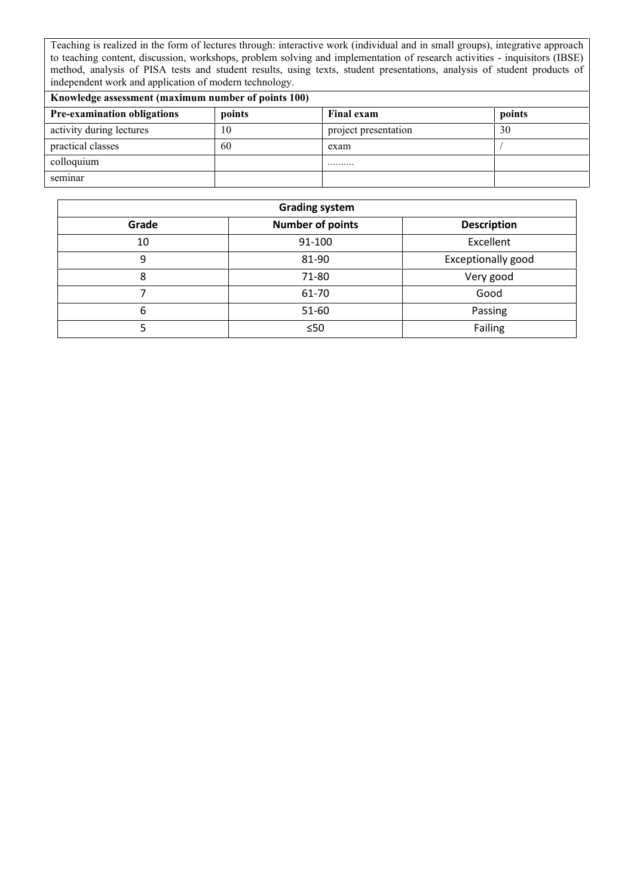Teaching is realized in the form of lectures through: interactive work (individual and in small groups), integrative approach to teaching content, discussion, workshops, problem solving and implementation of research activities - inquisitors (IBSE) method, analysis of PISA tests and student results, using texts, student presentations, analysis of student products of independent work and application of modern technology.

**Knowledge assessment (maximum number of points 100)**

| Pre-examination obligations | points | Final exam | points |
|---|---|---|---|
| activity during lectures | 10 | project presentation | 30 |
| practical classes | 60 | exam | / |
| colloquium | | .......... | |
| seminar | | | |

| Grading system | | |
|---|---|---|
| **Grade** | **Number of points** | **Description** |
| 10 | 91-100 | Excellent |
| 9 | 81-90 | Exceptionally good |
| 8 | 71-80 | Very good |
| 7 | 61-70 | Good |
| 6 | 51-60 | Passing |
| 5 | ≤50 | Failing |